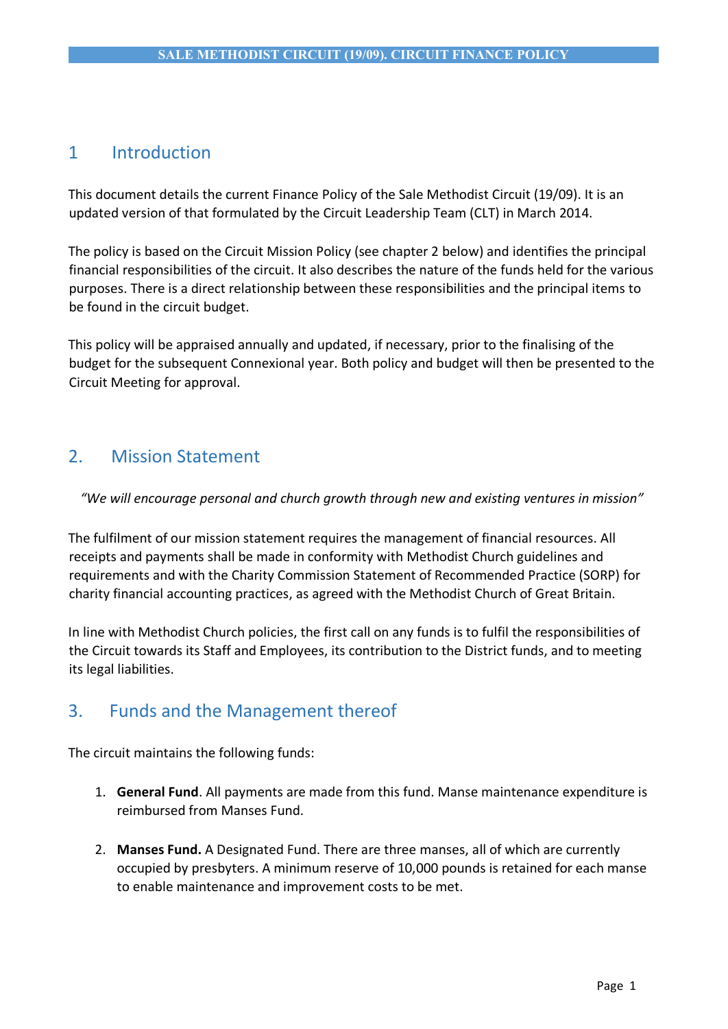## 1 Introduction

This document details the current Finance Policy of the Sale Methodist Circuit (19/09). It is an updated version of that formulated by the Circuit Leadership Team (CLT) in March 2014.

The policy is based on the Circuit Mission Policy (see chapter 2 below) and identifies the principal financial responsibilities of the circuit. It also describes the nature of the funds held for the various purposes. There is a direct relationship between these responsibilities and the principal items to be found in the circuit budget.

This policy will be appraised annually and updated, if necessary, prior to the finalising of the budget for the subsequent Connexional year. Both policy and budget will then be presented to the Circuit Meeting for approval.

## 2. Mission Statement

*"We will encourage personal and church growth through new and existing ventures in mission"*

The fulfilment of our mission statement requires the management of financial resources. All receipts and payments shall be made in conformity with Methodist Church guidelines and requirements and with the Charity Commission Statement of Recommended Practice (SORP) for charity financial accounting practices, as agreed with the Methodist Church of Great Britain.

In line with Methodist Church policies, the first call on any funds is to fulfil the responsibilities of the Circuit towards its Staff and Employees, its contribution to the District funds, and to meeting its legal liabilities.

## 3. Funds and the Management thereof

The circuit maintains the following funds:

1. **General Fund**. All payments are made from this fund. Manse maintenance expenditure is reimbursed from Manses Fund.

2. **Manses Fund.** A Designated Fund. There are three manses, all of which are currently occupied by presbyters. A minimum reserve of 10,000 pounds is retained for each manse to enable maintenance and improvement costs to be met.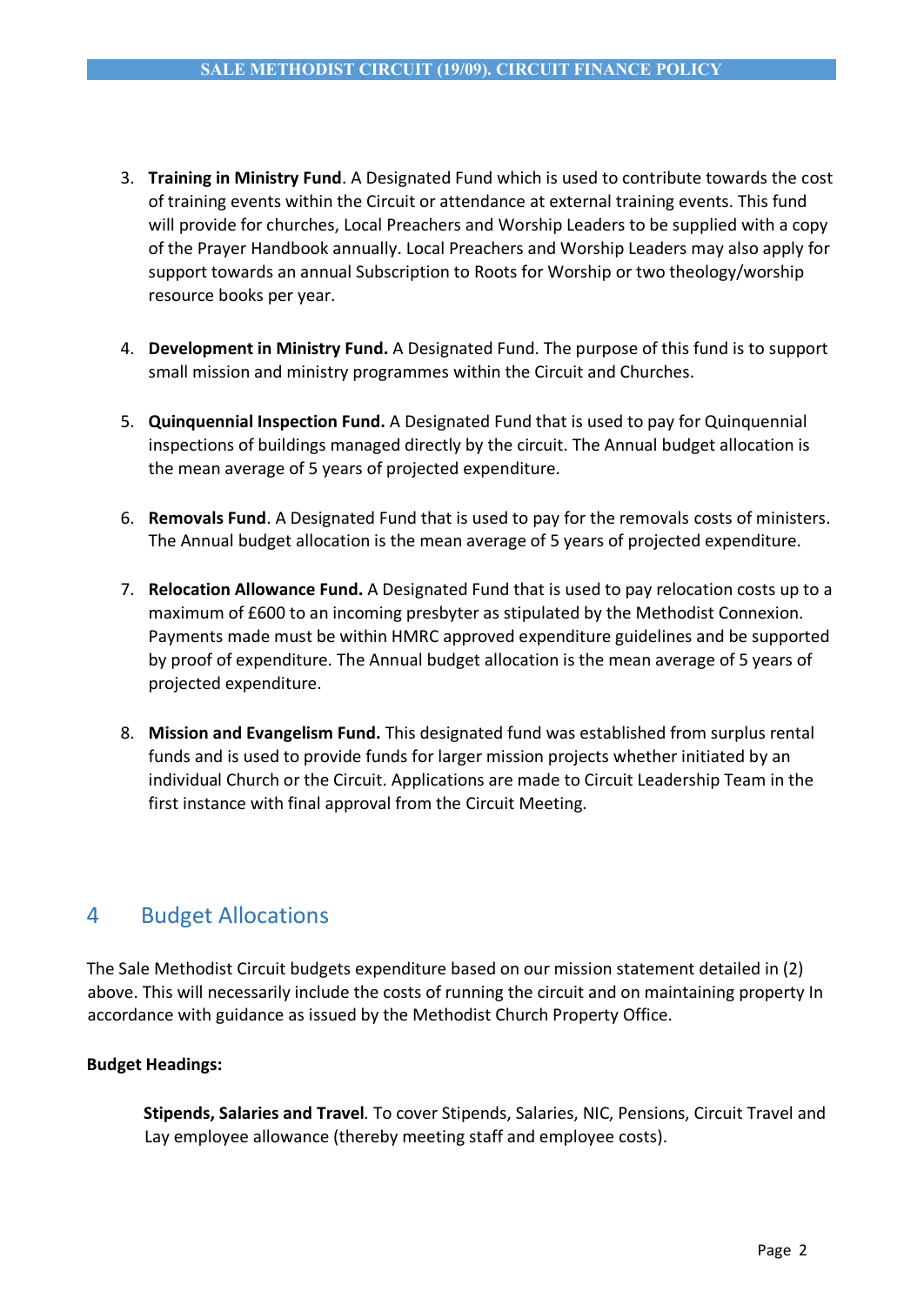3. **Training in Ministry Fund**. A Designated Fund which is used to contribute towards the cost of training events within the Circuit or attendance at external training events. This fund will provide for churches, Local Preachers and Worship Leaders to be supplied with a copy of the Prayer Handbook annually. Local Preachers and Worship Leaders may also apply for support towards an annual Subscription to Roots for Worship or two theology/worship resource books per year.

4. **Development in Ministry Fund.** A Designated Fund. The purpose of this fund is to support small mission and ministry programmes within the Circuit and Churches.

5. **Quinquennial Inspection Fund.** A Designated Fund that is used to pay for Quinquennial inspections of buildings managed directly by the circuit. The Annual budget allocation is the mean average of 5 years of projected expenditure.

6. **Removals Fund**. A Designated Fund that is used to pay for the removals costs of ministers. The Annual budget allocation is the mean average of 5 years of projected expenditure.

7. **Relocation Allowance Fund.** A Designated Fund that is used to pay relocation costs up to a maximum of £600 to an incoming presbyter as stipulated by the Methodist Connexion. Payments made must be within HMRC approved expenditure guidelines and be supported by proof of expenditure. The Annual budget allocation is the mean average of 5 years of projected expenditure.

8. **Mission and Evangelism Fund.** This designated fund was established from surplus rental funds and is used to provide funds for larger mission projects whether initiated by an individual Church or the Circuit. Applications are made to Circuit Leadership Team in the first instance with final approval from the Circuit Meeting.

## 4 Budget Allocations

The Sale Methodist Circuit budgets expenditure based on our mission statement detailed in (2) above. This will necessarily include the costs of running the circuit and on maintaining property In accordance with guidance as issued by the Methodist Church Property Office.

**Budget Headings:**

**Stipends, Salaries and Travel**. To cover Stipends, Salaries, NIC, Pensions, Circuit Travel and Lay employee allowance (thereby meeting staff and employee costs).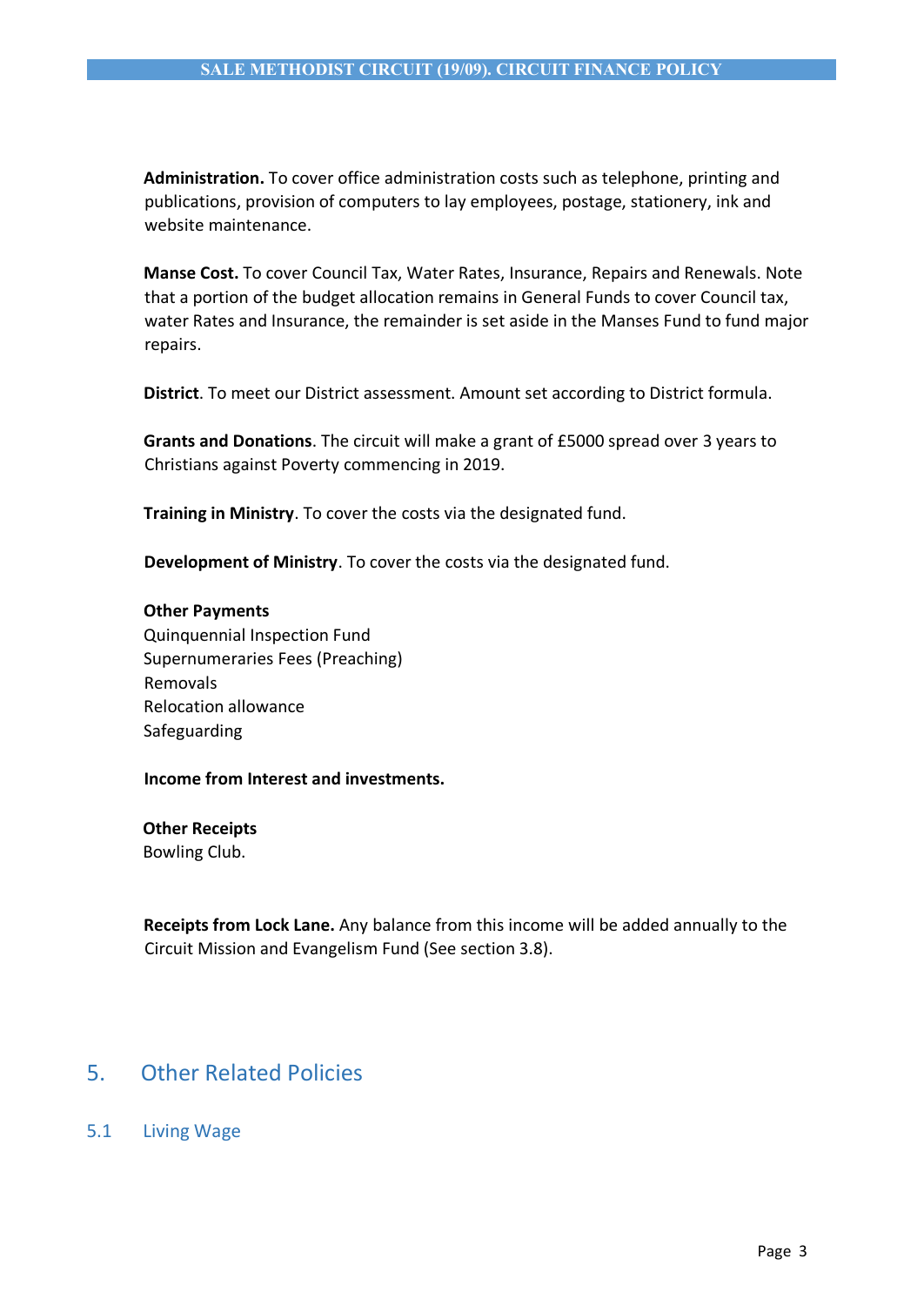**Administration.** To cover office administration costs such as telephone, printing and publications, provision of computers to lay employees, postage, stationery, ink and website maintenance.

**Manse Cost.** To cover Council Tax, Water Rates, Insurance, Repairs and Renewals. Note that a portion of the budget allocation remains in General Funds to cover Council tax, water Rates and Insurance, the remainder is set aside in the Manses Fund to fund major repairs.

**District**. To meet our District assessment. Amount set according to District formula.

**Grants and Donations**. The circuit will make a grant of £5000 spread over 3 years to Christians against Poverty commencing in 2019.

**Training in Ministry**. To cover the costs via the designated fund.

**Development of Ministry**. To cover the costs via the designated fund.

**Other Payments**
Quinquennial Inspection Fund
Supernumeraries Fees (Preaching)
Removals
Relocation allowance
Safeguarding

**Income from Interest and investments.**

**Other Receipts**
Bowling Club.

**Receipts from Lock Lane.** Any balance from this income will be added annually to the Circuit Mission and Evangelism Fund (See section 3.8).

# 5. Other Related Policies

## 5.1 Living Wage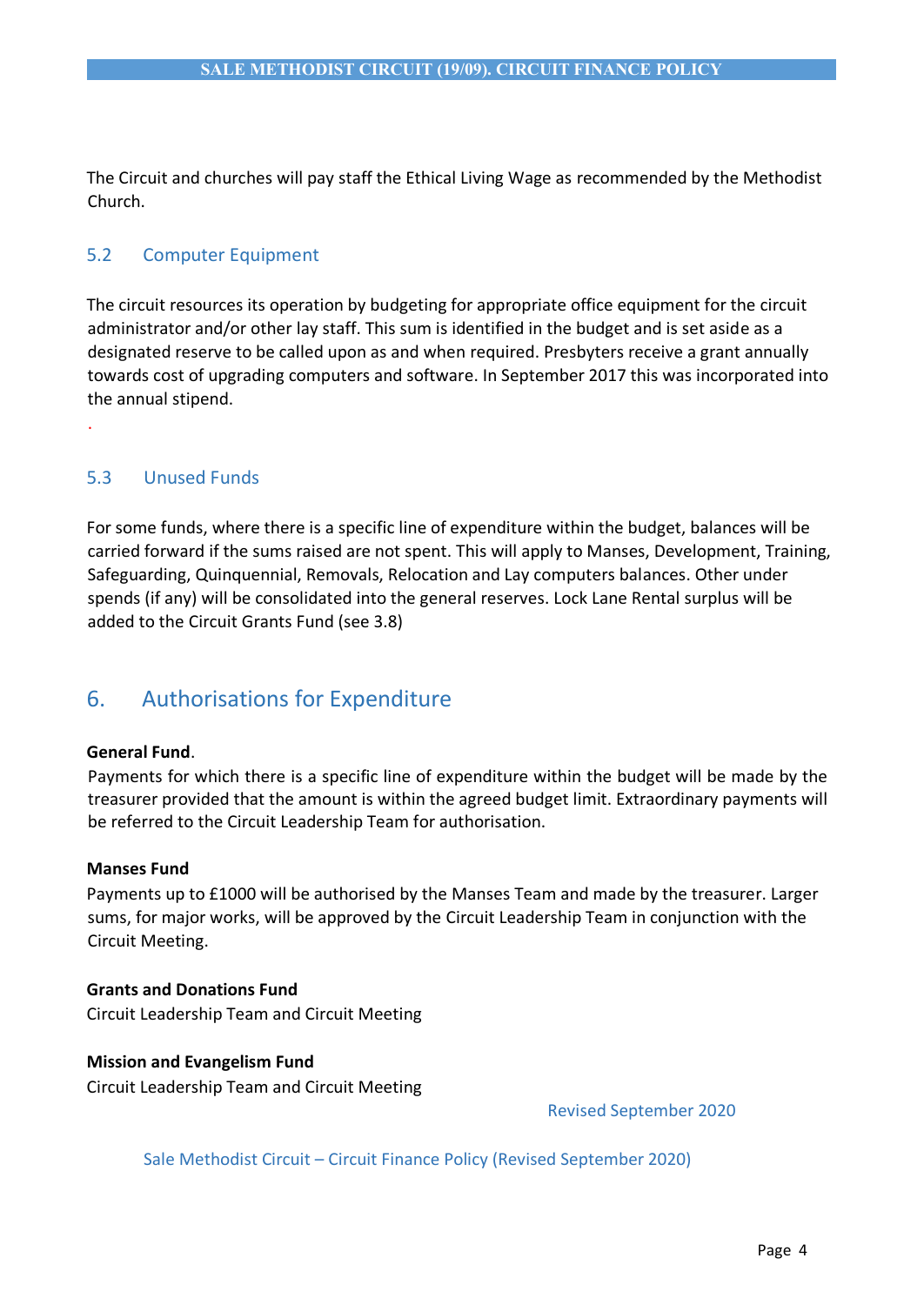The Circuit and churches will pay staff the Ethical Living Wage as recommended by the Methodist Church.

### 5.2 Computer Equipment

The circuit resources its operation by budgeting for appropriate office equipment for the circuit administrator and/or other lay staff. This sum is identified in the budget and is set aside as a designated reserve to be called upon as and when required. Presbyters receive a grant annually towards cost of upgrading computers and software. In September 2017 this was incorporated into the annual stipend.

.

### 5.3 Unused Funds

For some funds, where there is a specific line of expenditure within the budget, balances will be carried forward if the sums raised are not spent. This will apply to Manses, Development, Training, Safeguarding, Quinquennial, Removals, Relocation and Lay computers balances. Other under spends (if any) will be consolidated into the general reserves. Lock Lane Rental surplus will be added to the Circuit Grants Fund (see 3.8)

## 6. Authorisations for Expenditure

**General Fund**.
Payments for which there is a specific line of expenditure within the budget will be made by the treasurer provided that the amount is within the agreed budget limit. Extraordinary payments will be referred to the Circuit Leadership Team for authorisation.

**Manses Fund**
Payments up to £1000 will be authorised by the Manses Team and made by the treasurer. Larger sums, for major works, will be approved by the Circuit Leadership Team in conjunction with the Circuit Meeting.

**Grants and Donations Fund**
Circuit Leadership Team and Circuit Meeting

**Mission and Evangelism Fund**
Circuit Leadership Team and Circuit Meeting

Revised September 2020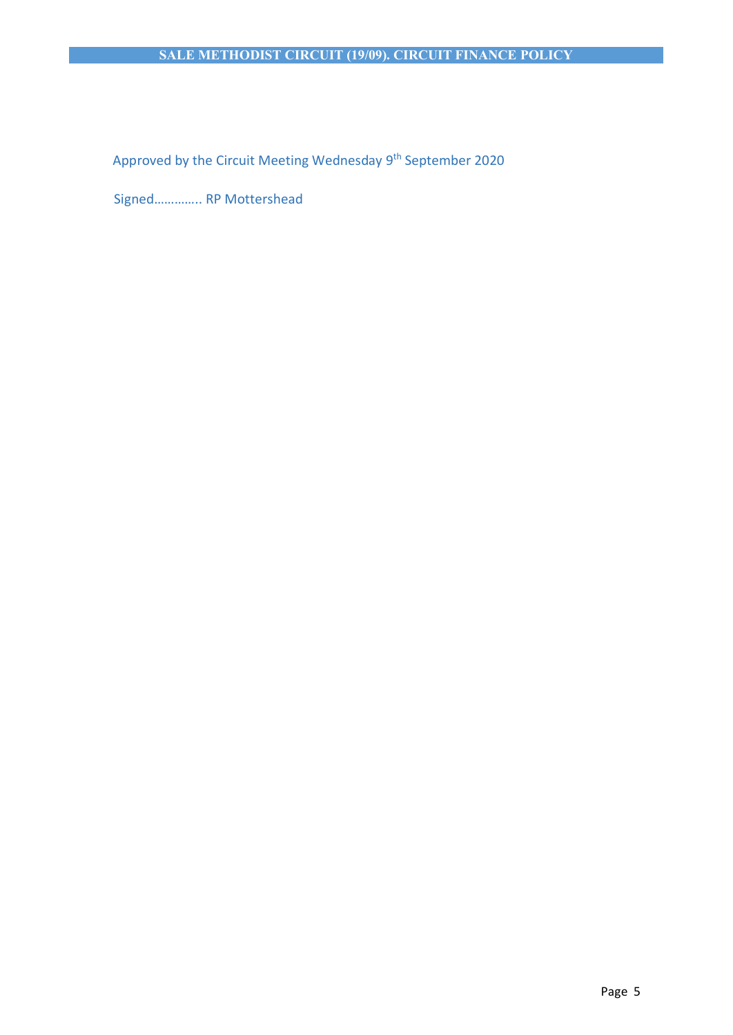Approved by the Circuit Meeting Wednesday 9th September 2020

Signed…………. RP Mottershead